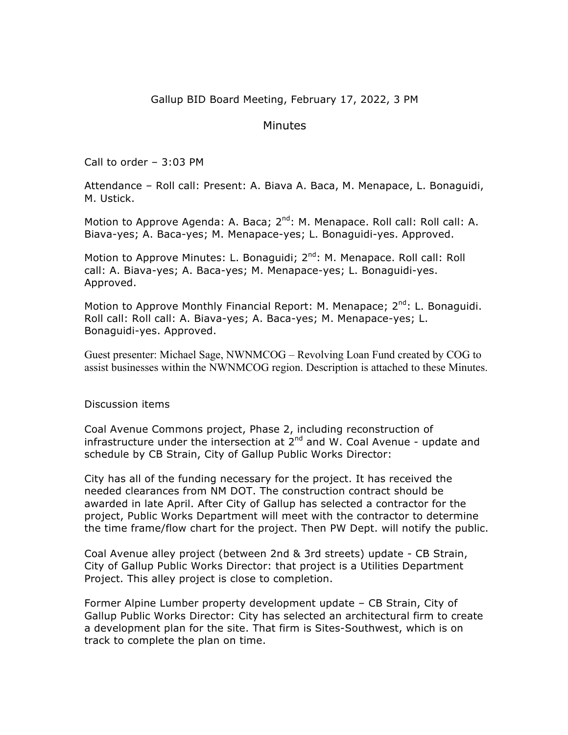Gallup BID Board Meeting, February 17, 2022, 3 PM

# Minutes

Call to order – 3:03 PM

Attendance – Roll call: Present: A. Biava A. Baca, M. Menapace, L. Bonaguidi, M. Ustick.

Motion to Approve Agenda: A. Baca; 2nd: M. Menapace. Roll call: Roll call: A. Biava-yes; A. Baca-yes; M. Menapace-yes; L. Bonaguidi-yes. Approved.

Motion to Approve Minutes: L. Bonaguidi; 2nd: M. Menapace. Roll call: Roll call: A. Biava-yes; A. Baca-yes; M. Menapace-yes; L. Bonaguidi-yes. Approved.

Motion to Approve Monthly Financial Report: M. Menapace; 2nd: L. Bonaguidi. Roll call: Roll call: A. Biava-yes; A. Baca-yes; M. Menapace-yes; L. Bonaguidi-yes. Approved.

Guest presenter: Michael Sage, NWNMCOG – Revolving Loan Fund created by COG to assist businesses within the NWNMCOG region. Description is attached to these Minutes.

Discussion items

Coal Avenue Commons project, Phase 2, including reconstruction of infrastructure under the intersection at 2nd and W. Coal Avenue - update and schedule by CB Strain, City of Gallup Public Works Director:

City has all of the funding necessary for the project. It has received the needed clearances from NM DOT. The construction contract should be awarded in late April. After City of Gallup has selected a contractor for the project, Public Works Department will meet with the contractor to determine the time frame/flow chart for the project. Then PW Dept. will notify the public.

Coal Avenue alley project (between 2nd & 3rd streets) update - CB Strain, City of Gallup Public Works Director: that project is a Utilities Department Project. This alley project is close to completion.

Former Alpine Lumber property development update – CB Strain, City of Gallup Public Works Director: City has selected an architectural firm to create a development plan for the site. That firm is Sites-Southwest, which is on track to complete the plan on time.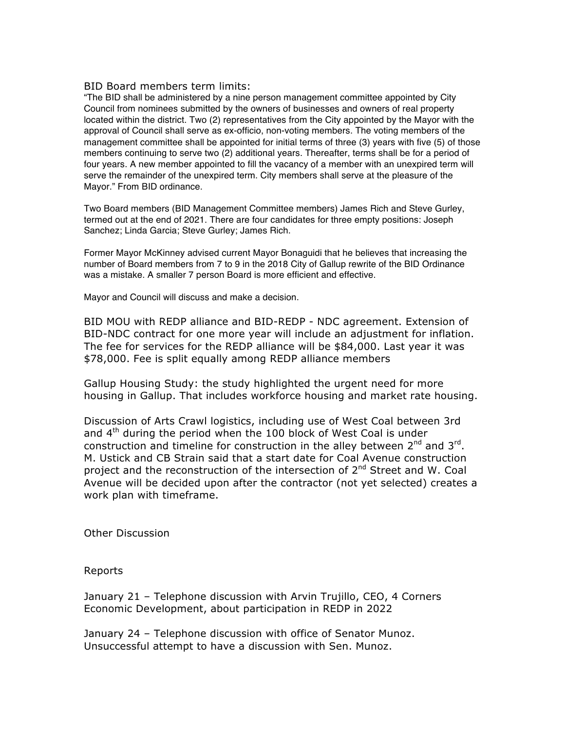BID Board members term limits:

"The BID shall be administered by a nine person management committee appointed by City Council from nominees submitted by the owners of businesses and owners of real property located within the district. Two (2) representatives from the City appointed by the Mayor with the approval of Council shall serve as ex-officio, non-voting members. The voting members of the management committee shall be appointed for initial terms of three (3) years with five (5) of those members continuing to serve two (2) additional years. Thereafter, terms shall be for a period of four years. A new member appointed to fill the vacancy of a member with an unexpired term will serve the remainder of the unexpired term. City members shall serve at the pleasure of the Mayor." From BID ordinance.

Two Board members (BID Management Committee members) James Rich and Steve Gurley, termed out at the end of 2021. There are four candidates for three empty positions: Joseph Sanchez; Linda Garcia; Steve Gurley; James Rich.

Former Mayor McKinney advised current Mayor Bonaguidi that he believes that increasing the number of Board members from 7 to 9 in the 2018 City of Gallup rewrite of the BID Ordinance was a mistake. A smaller 7 person Board is more efficient and effective.

Mayor and Council will discuss and make a decision.

BID MOU with REDP alliance and BID-REDP - NDC agreement. Extension of BID-NDC contract for one more year will include an adjustment for inflation. The fee for services for the REDP alliance will be $84,000. Last year it was $78,000. Fee is split equally among REDP alliance members

Gallup Housing Study: the study highlighted the urgent need for more housing in Gallup. That includes workforce housing and market rate housing.

Discussion of Arts Crawl logistics, including use of West Coal between 3rd and 4th during the period when the 100 block of West Coal is under construction and timeline for construction in the alley between 2nd and 3rd. M. Ustick and CB Strain said that a start date for Coal Avenue construction project and the reconstruction of the intersection of 2nd Street and W. Coal Avenue will be decided upon after the contractor (not yet selected) creates a work plan with timeframe.

Other Discussion

Reports

January 21 – Telephone discussion with Arvin Trujillo, CEO, 4 Corners Economic Development, about participation in REDP in 2022

January 24 – Telephone discussion with office of Senator Munoz. Unsuccessful attempt to have a discussion with Sen. Munoz.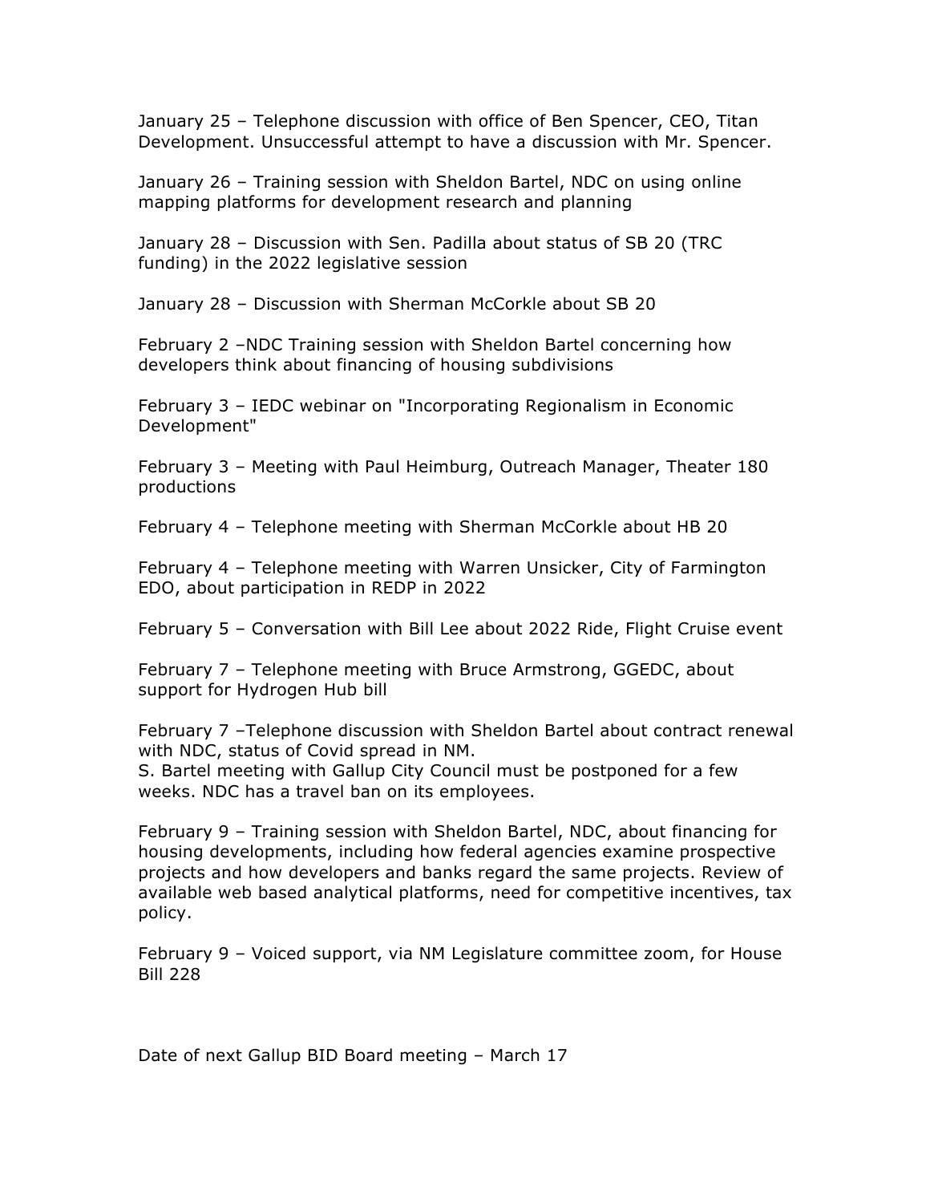January 25 – Telephone discussion with office of Ben Spencer, CEO, Titan Development. Unsuccessful attempt to have a discussion with Mr. Spencer.

January 26 – Training session with Sheldon Bartel, NDC on using online mapping platforms for development research and planning

January 28 – Discussion with Sen. Padilla about status of SB 20 (TRC funding) in the 2022 legislative session

January 28 – Discussion with Sherman McCorkle about SB 20

February 2 –NDC Training session with Sheldon Bartel concerning how developers think about financing of housing subdivisions

February 3 – IEDC webinar on "Incorporating Regionalism in Economic Development"

February 3 – Meeting with Paul Heimburg, Outreach Manager, Theater 180 productions

February 4 – Telephone meeting with Sherman McCorkle about HB 20

February 4 – Telephone meeting with Warren Unsicker, City of Farmington EDO, about participation in REDP in 2022

February 5 – Conversation with Bill Lee about 2022 Ride, Flight Cruise event

February 7 – Telephone meeting with Bruce Armstrong, GGEDC, about support for Hydrogen Hub bill

February 7 –Telephone discussion with Sheldon Bartel about contract renewal with NDC, status of Covid spread in NM.
S. Bartel meeting with Gallup City Council must be postponed for a few weeks. NDC has a travel ban on its employees.

February 9 – Training session with Sheldon Bartel, NDC, about financing for housing developments, including how federal agencies examine prospective projects and how developers and banks regard the same projects. Review of available web based analytical platforms, need for competitive incentives, tax policy.

February 9 – Voiced support, via NM Legislature committee zoom, for House Bill 228

Date of next Gallup BID Board meeting – March 17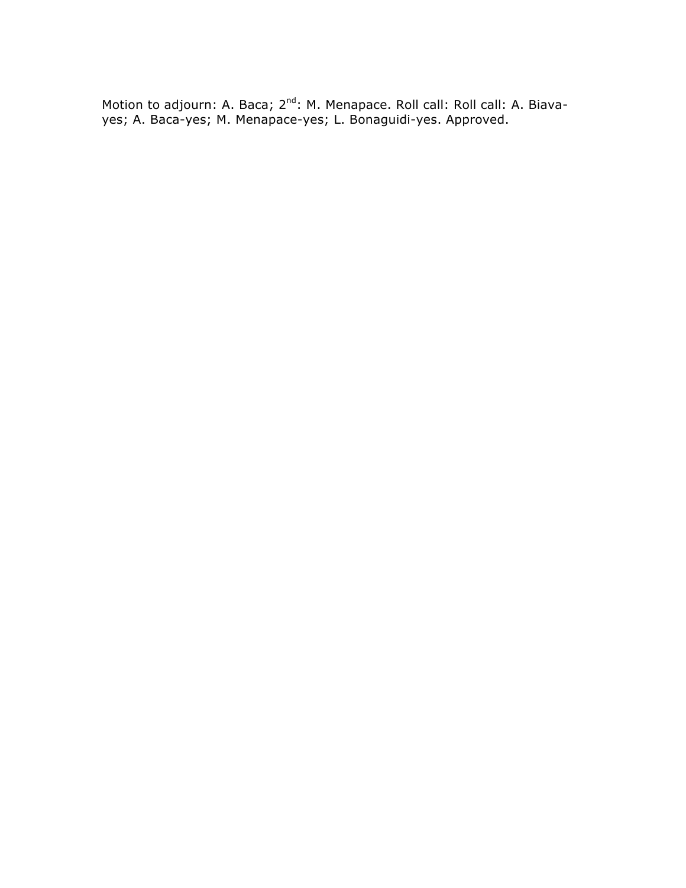Motion to adjourn: A. Baca; 2nd: M. Menapace. Roll call: Roll call: A. Biava-yes; A. Baca-yes; M. Menapace-yes; L. Bonaguidi-yes. Approved.